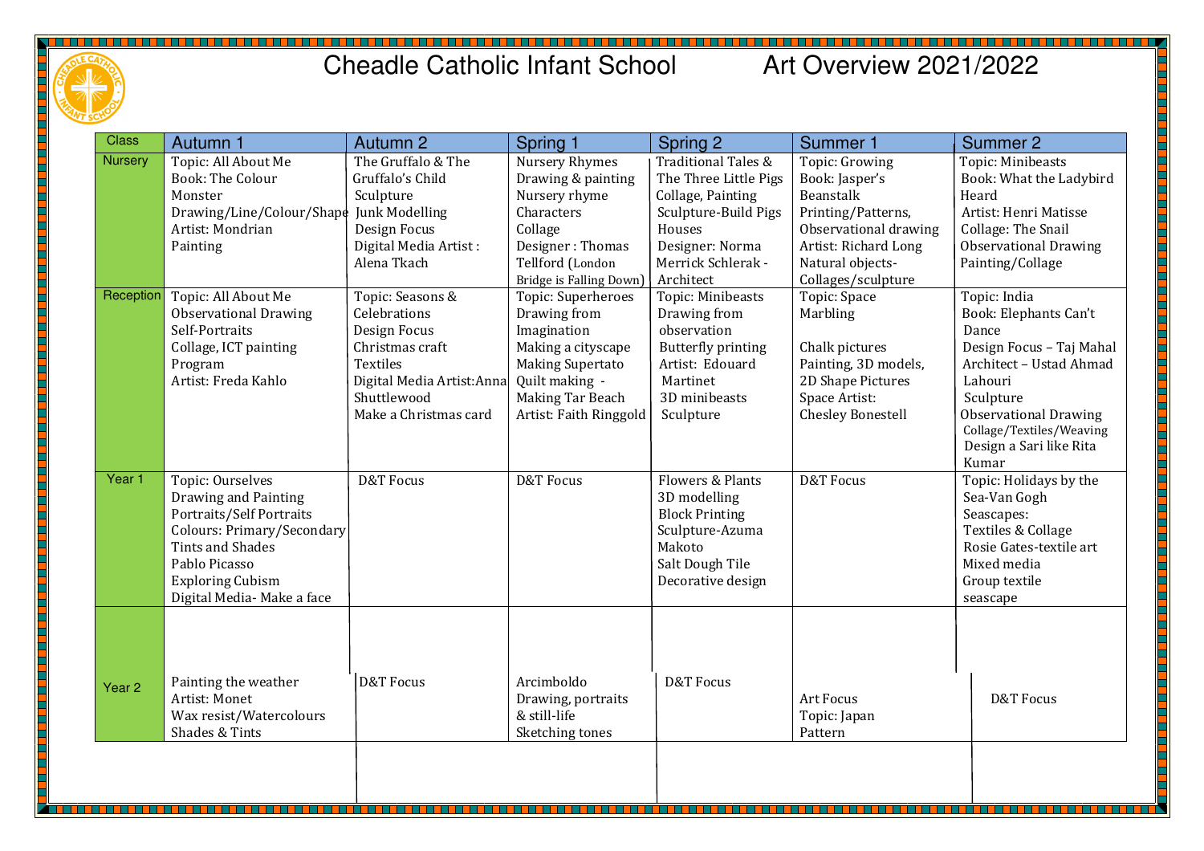# Cheadle Catholic Infant School Art Overview 2021/2022

| Class | Autumn 1 | Autumn 2 | Spring 1 | Spring 2 | Summer 1 | Summer 2 |
|---|---|---|---|---|---|---|
| Nursery | Topic: All About Me<br>Book: The Colour Monster<br>Drawing/Line/Colour/Shape<br>Artist: Mondrian<br>Painting | The Gruffalo & The Gruffalo's Child<br>Sculpture<br>Junk Modelling<br>Design Focus<br>Digital Media Artist : Alena Tkach | Nursery Rhymes<br>Drawing & painting<br>Nursery rhyme Characters<br>Collage<br>Designer : Thomas Tellford (London Bridge is Falling Down) | Traditional Tales & The Three Little Pigs<br>Collage, Painting<br>Sculpture-Build Pigs Houses<br>Designer: Norma Merrick Schlerak - Architect | Topic: Growing<br>Book: Jasper's Beanstalk<br>Printing/Patterns,<br>Observational drawing<br>Artist: Richard Long<br>Natural objects-Collages/sculpture | Topic: Minibeasts<br>Book: What the Ladybird Heard<br>Artist: Henri Matisse<br>Collage: The Snail<br>Observational Drawing<br>Painting/Collage |
| Reception | Topic: All About Me<br>Observational Drawing<br>Self-Portraits<br>Collage, ICT painting Program<br>Artist: Freda Kahlo | Topic: Seasons & Celebrations<br>Design Focus<br>Christmas craft<br>Textiles<br>Digital Media Artist:Anna Shuttlewood<br>Make a Christmas card | Topic: Superheroes<br>Drawing from Imagination<br>Making a cityscape<br>Making Supertato<br>Quilt making - Making Tar Beach<br>Artist: Faith Ringgold | Topic: Minibeasts<br>Drawing from observation<br>Butterfly printing<br>Artist: Edouard Martinet<br>3D minibeasts<br>Sculpture | Topic: Space<br>Marbling<br><br>Chalk pictures<br>Painting, 3D models,<br>2D Shape Pictures<br>Space Artist: Chesley Bonestell | Topic: India<br>Book: Elephants Can't Dance<br>Design Focus – Taj Mahal<br>Architect – Ustad Ahmad Lahouri<br>Sculpture<br>Observational Drawing<br>Collage/Textiles/Weaving<br>Design a Sari like Rita Kumar |
| Year 1 | Topic: Ourselves<br>Drawing and Painting<br>Portraits/Self Portraits<br>Colours: Primary/Secondary<br>Tints and Shades<br>Pablo Picasso<br>Exploring Cubism<br>Digital Media- Make a face | D&T Focus | D&T Focus | Flowers & Plants<br>3D modelling<br>Block Printing<br>Sculpture-Azuma Makoto<br>Salt Dough Tile<br>Decorative design | D&T Focus | Topic: Holidays by the Sea-Van Gogh<br>Seascapes:<br>Textiles & Collage<br>Rosie Gates-textile art<br>Mixed media<br>Group textile seascape |
| Year 2 | Painting the weather<br>Artist: Monet<br>Wax resist/Watercolours<br>Shades & Tints | D&T Focus | Arcimboldo<br>Drawing, portraits & still-life<br>Sketching tones | D&T Focus | Art Focus<br>Topic: Japan<br>Pattern | D&T Focus |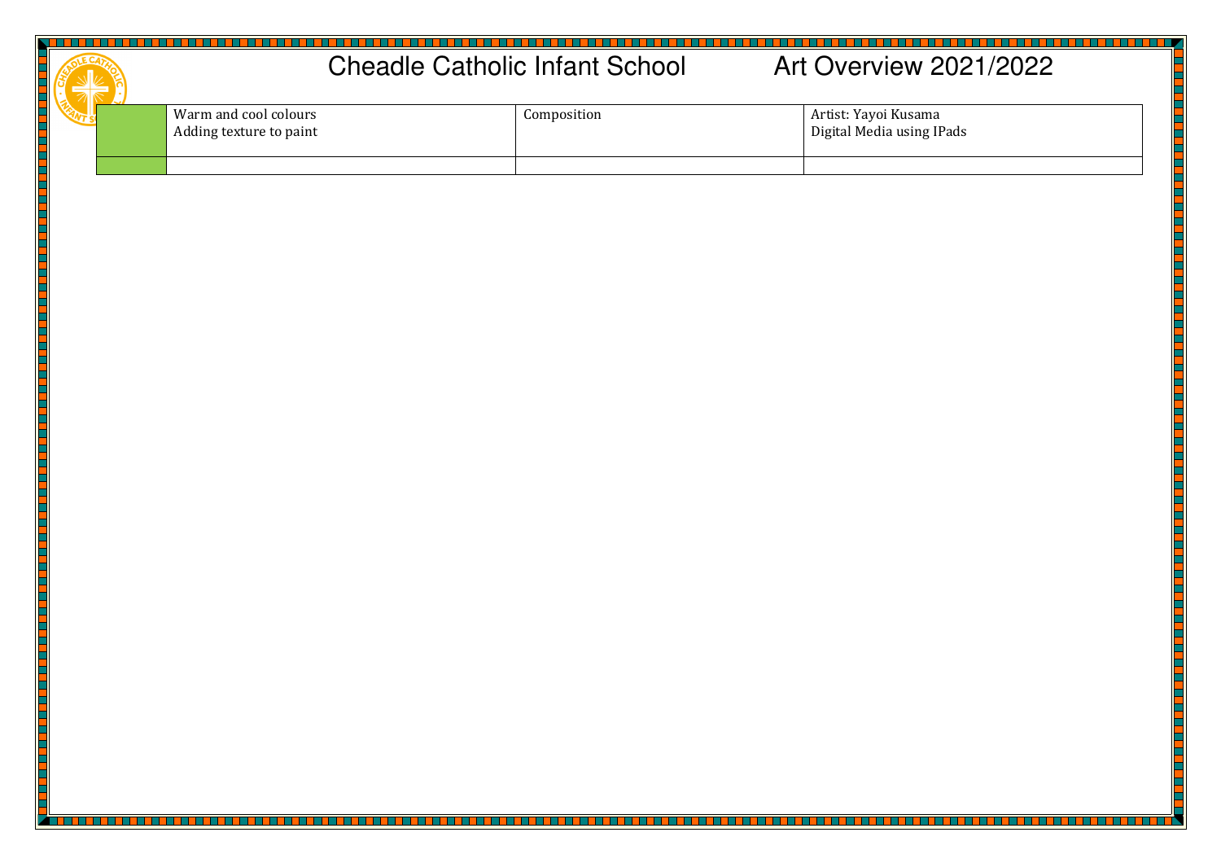# Cheadle Catholic Infant School Art Overview 2021/2022

| | | | |
|---|---|---|---|
| | Warm and cool colours<br>Adding texture to paint | Composition | Artist: Yayoi Kusama<br>Digital Media using IPads |
| | | | |